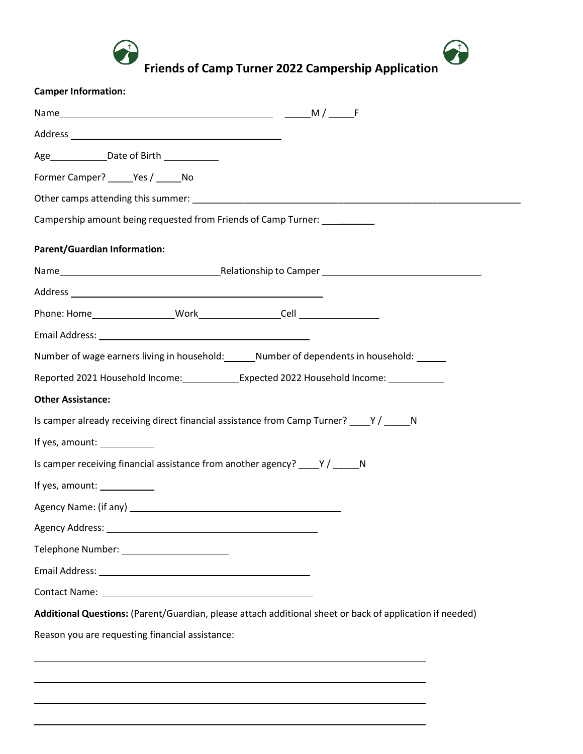# Friends of Camp Turner 2022 Campership Application

**Camper Information:**

Name ________________________________________ _____M / _____F

Address ________________________________________

Age__________ Date of Birth __________

Former Camper? _____Yes / _____No

Other camps attending this summer: ________________________________________________________________

Campership amount being requested from Friends of Camp Turner: __________

**Parent/Guardian Information:**

Name______________________________ Relationship to Camper ______________________________

Address ________________________________________________

Phone: Home_______________ Work_______________ Cell _______________

Email Address: ________________________________________

Number of wage earners living in household:______ Number of dependents in household: ______

Reported 2021 Household Income:__________ Expected 2022 Household Income: __________

**Other Assistance:**

Is camper already receiving direct financial assistance from Camp Turner? ____Y / _____N

If yes, amount: __________

Is camper receiving financial assistance from another agency? ____Y / _____N

If yes, amount: __________

Agency Name: (if any) ________________________________________

Agency Address: ________________________________________

Telephone Number: ____________________

Email Address: ________________________________________

Contact Name: ________________________________________

**Additional Questions:** (Parent/Guardian, please attach additional sheet or back of application if needed)

Reason you are requesting financial assistance:

__________________________________________________________________________

__________________________________________________________________________

__________________________________________________________________________

__________________________________________________________________________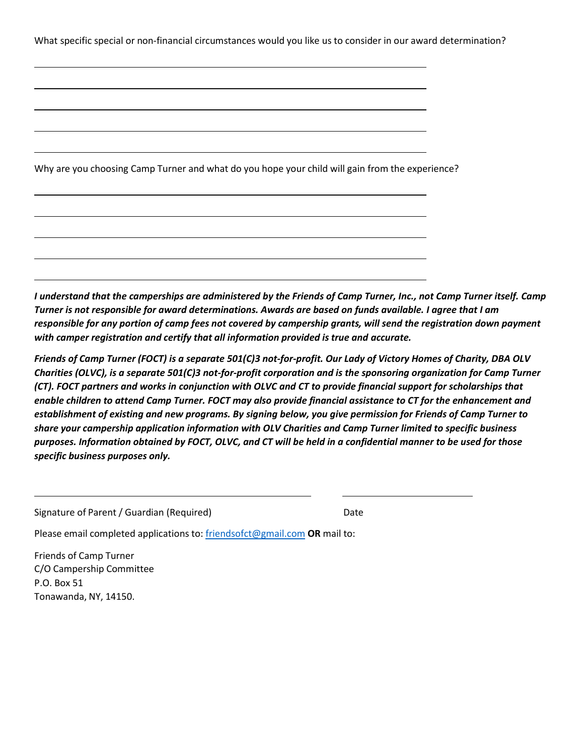What specific special or non-financial circumstances would you like us to consider in our award determination?

\_\_\_\_\_\_\_\_\_\_\_\_\_\_\_\_\_\_\_\_\_\_\_\_\_\_\_\_\_\_\_\_\_\_\_\_\_\_\_\_\_\_\_\_\_\_\_\_\_\_\_\_\_\_\_\_\_\_\_\_

\_\_\_\_\_\_\_\_\_\_\_\_\_\_\_\_\_\_\_\_\_\_\_\_\_\_\_\_\_\_\_\_\_\_\_\_\_\_\_\_\_\_\_\_\_\_\_\_\_\_\_\_\_\_\_\_\_\_\_\_

\_\_\_\_\_\_\_\_\_\_\_\_\_\_\_\_\_\_\_\_\_\_\_\_\_\_\_\_\_\_\_\_\_\_\_\_\_\_\_\_\_\_\_\_\_\_\_\_\_\_\_\_\_\_\_\_\_\_\_\_

\_\_\_\_\_\_\_\_\_\_\_\_\_\_\_\_\_\_\_\_\_\_\_\_\_\_\_\_\_\_\_\_\_\_\_\_\_\_\_\_\_\_\_\_\_\_\_\_\_\_\_\_\_\_\_\_\_\_\_\_

\_\_\_\_\_\_\_\_\_\_\_\_\_\_\_\_\_\_\_\_\_\_\_\_\_\_\_\_\_\_\_\_\_\_\_\_\_\_\_\_\_\_\_\_\_\_\_\_\_\_\_\_\_\_\_\_\_\_\_\_

Why are you choosing Camp Turner and what do you hope your child will gain from the experience?

\_\_\_\_\_\_\_\_\_\_\_\_\_\_\_\_\_\_\_\_\_\_\_\_\_\_\_\_\_\_\_\_\_\_\_\_\_\_\_\_\_\_\_\_\_\_\_\_\_\_\_\_\_\_\_\_\_\_\_\_

\_\_\_\_\_\_\_\_\_\_\_\_\_\_\_\_\_\_\_\_\_\_\_\_\_\_\_\_\_\_\_\_\_\_\_\_\_\_\_\_\_\_\_\_\_\_\_\_\_\_\_\_\_\_\_\_\_\_\_\_

\_\_\_\_\_\_\_\_\_\_\_\_\_\_\_\_\_\_\_\_\_\_\_\_\_\_\_\_\_\_\_\_\_\_\_\_\_\_\_\_\_\_\_\_\_\_\_\_\_\_\_\_\_\_\_\_\_\_\_\_

\_\_\_\_\_\_\_\_\_\_\_\_\_\_\_\_\_\_\_\_\_\_\_\_\_\_\_\_\_\_\_\_\_\_\_\_\_\_\_\_\_\_\_\_\_\_\_\_\_\_\_\_\_\_\_\_\_\_\_\_

\_\_\_\_\_\_\_\_\_\_\_\_\_\_\_\_\_\_\_\_\_\_\_\_\_\_\_\_\_\_\_\_\_\_\_\_\_\_\_\_\_\_\_\_\_\_\_\_\_\_\_\_\_\_\_\_\_\_\_\_

***I understand that the camperships are administered by the Friends of Camp Turner, Inc., not Camp Turner itself. Camp Turner is not responsible for award determinations. Awards are based on funds available. I agree that I am responsible for any portion of camp fees not covered by campership grants, will send the registration down payment with camper registration and certify that all information provided is true and accurate.***

***Friends of Camp Turner (FOCT) is a separate 501(C)3 not-for-profit. Our Lady of Victory Homes of Charity, DBA OLV Charities (OLVC), is a separate 501(C)3 not-for-profit corporation and is the sponsoring organization for Camp Turner (CT). FOCT partners and works in conjunction with OLVC and CT to provide financial support for scholarships that enable children to attend Camp Turner. FOCT may also provide financial assistance to CT for the enhancement and establishment of existing and new programs. By signing below, you give permission for Friends of Camp Turner to share your campership application information with OLV Charities and Camp Turner limited to specific business purposes. Information obtained by FOCT, OLVC, and CT will be held in a confidential manner to be used for those specific business purposes only.***

\_\_\_\_\_\_\_\_\_\_\_\_\_\_\_\_\_\_\_\_\_\_\_\_\_\_\_\_\_\_\_\_\_\_\_\_\_\_\_\_ \_\_\_\_\_\_\_\_\_\_\_\_\_\_\_\_\_\_\_\_

Signature of Parent / Guardian (Required) Date

Please email completed applications to: friendsofct@gmail.com **OR** mail to:

Friends of Camp Turner
C/O Campership Committee
P.O. Box 51
Tonawanda, NY, 14150.